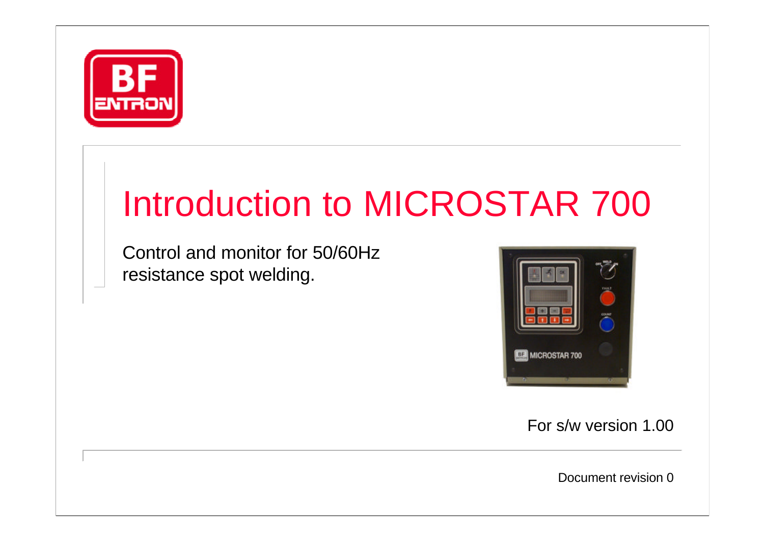# Introduction to MICROSTAR 700

Control and monitor for 50/60Hz resistance spot welding.

For s/w version 1.00

Document revision 0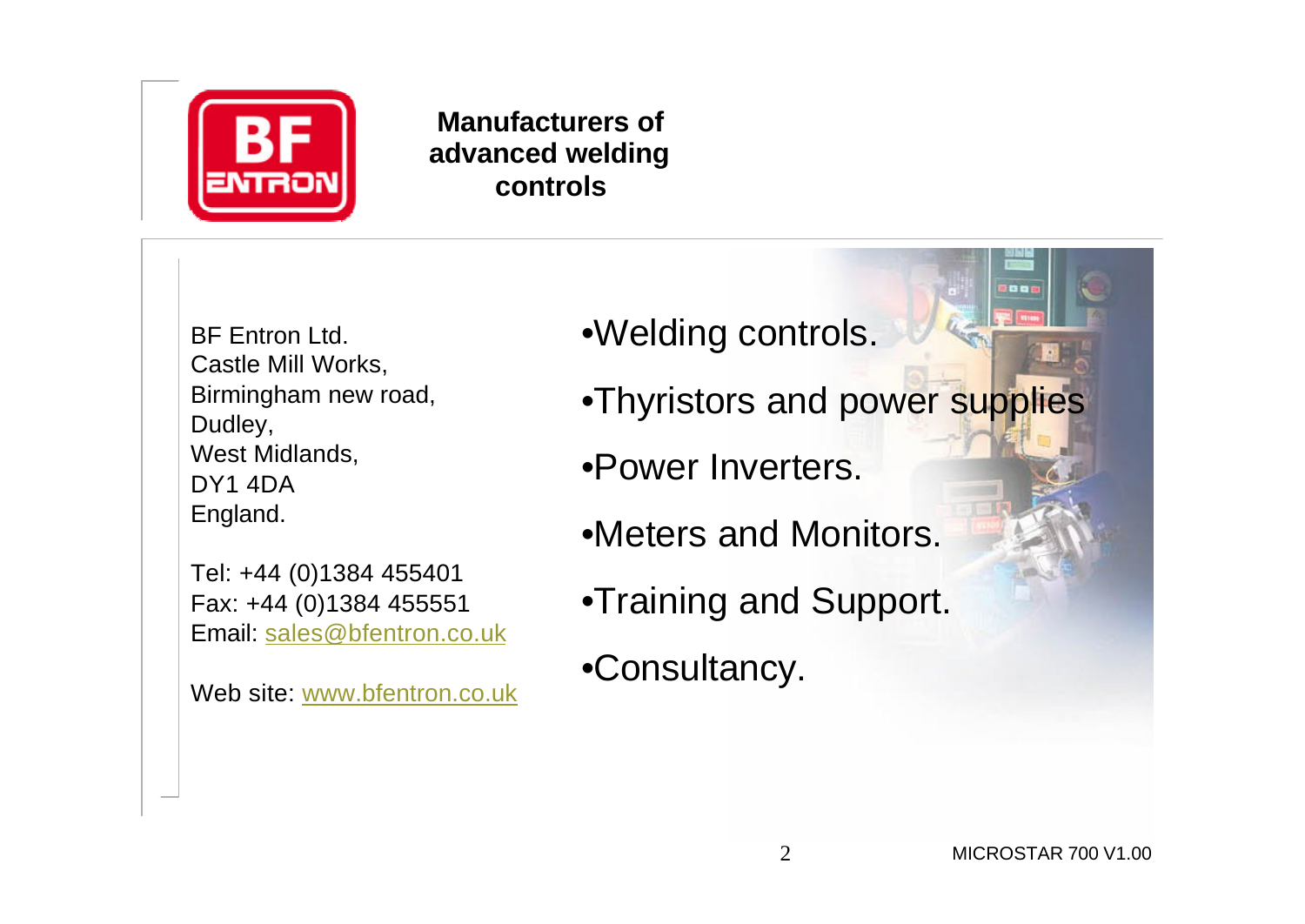**Manufacturers of advanced welding controls**

BF Entron Ltd.
Castle Mill Works,
Birmingham new road,
Dudley,
West Midlands,
DY1 4DA
England.

Tel: +44 (0)1384 455401
Fax: +44 (0)1384 455551
Email: sales@bfentron.co.uk

Web site: www.bfentron.co.uk

- Welding controls.
- Thyristors and power supplies
- Power Inverters.
- Meters and Monitors.
- Training and Support.
- Consultancy.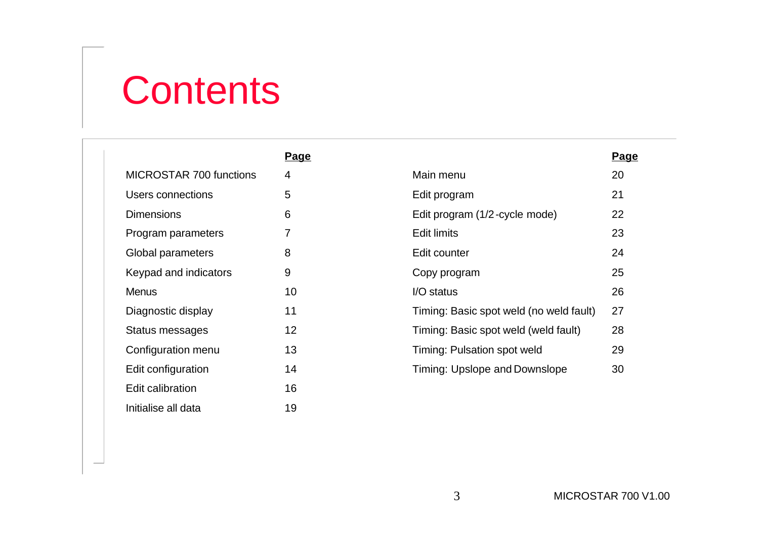# Contents

| | Page |
|---|---|
| MICROSTAR 700 functions | 4 |
| Users connections | 5 |
| Dimensions | 6 |
| Program parameters | 7 |
| Global parameters | 8 |
| Keypad and indicators | 9 |
| Menus | 10 |
| Diagnostic display | 11 |
| Status messages | 12 |
| Configuration menu | 13 |
| Edit configuration | 14 |
| Edit calibration | 16 |
| Initialise all data | 19 |

| | Page |
|---|---|
| Main menu | 20 |
| Edit program | 21 |
| Edit program (1/2-cycle mode) | 22 |
| Edit limits | 23 |
| Edit counter | 24 |
| Copy program | 25 |
| I/O status | 26 |
| Timing: Basic spot weld (no weld fault) | 27 |
| Timing: Basic spot weld (weld fault) | 28 |
| Timing: Pulsation spot weld | 29 |
| Timing: Upslope and Downslope | 30 |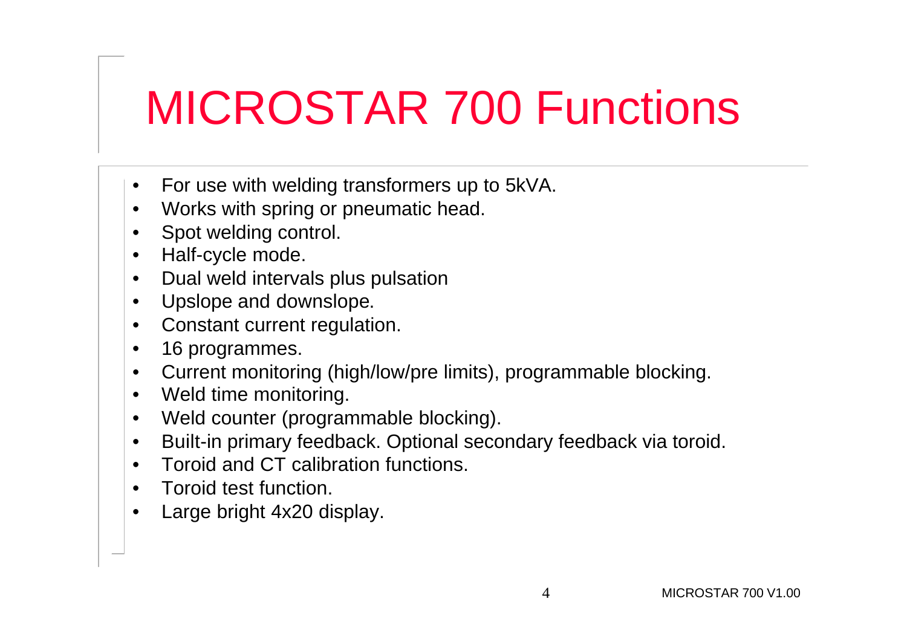# MICROSTAR 700 Functions

- For use with welding transformers up to 5kVA.
- Works with spring or pneumatic head.
- Spot welding control.
- Half-cycle mode.
- Dual weld intervals plus pulsation
- Upslope and downslope.
- Constant current regulation.
- 16 programmes.
- Current monitoring (high/low/pre limits), programmable blocking.
- Weld time monitoring.
- Weld counter (programmable blocking).
- Built-in primary feedback. Optional secondary feedback via toroid.
- Toroid and CT calibration functions.
- Toroid test function.
- Large bright 4x20 display.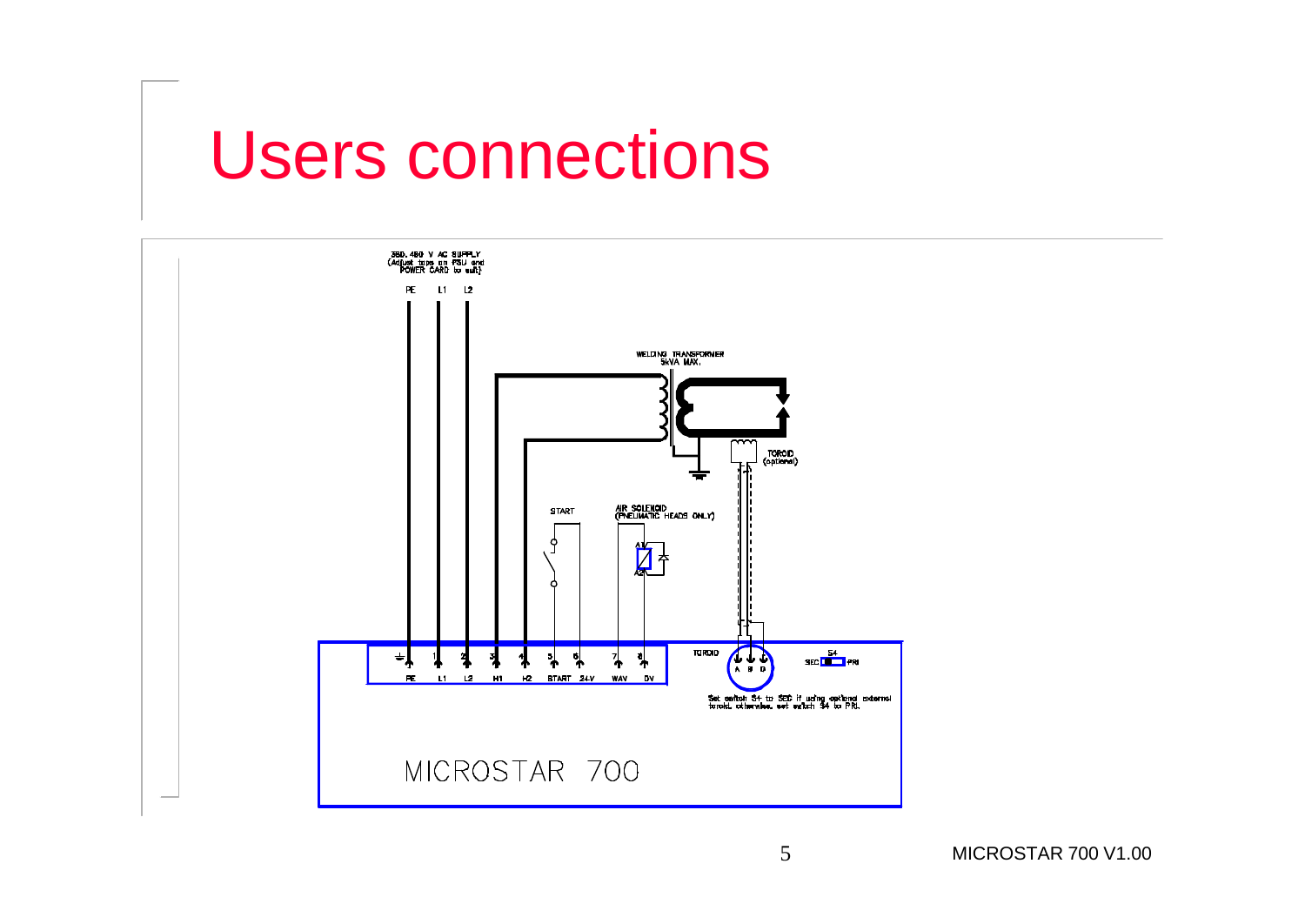# Users connections

380..460 V AC SUPPLY
(Adjust taps on PSU and POWER CARD to suit)

PE L1 L2

WELDING TRANSFORMER
5kVA MAX.

TOROID
(optional)

START

AIR SOLENOID
(PNEUMATIC HEADS ONLY)

A1

A2

TOROID

A B D

S4

SEC PRI

1 2 3 4 5 6 7 8

PE L1 L2 H1 H2 START 24V WAV 0V

Set switch S4 to SEC if using optional external toroid, otherwise, set switch S4 to PRI.

MICROSTAR 700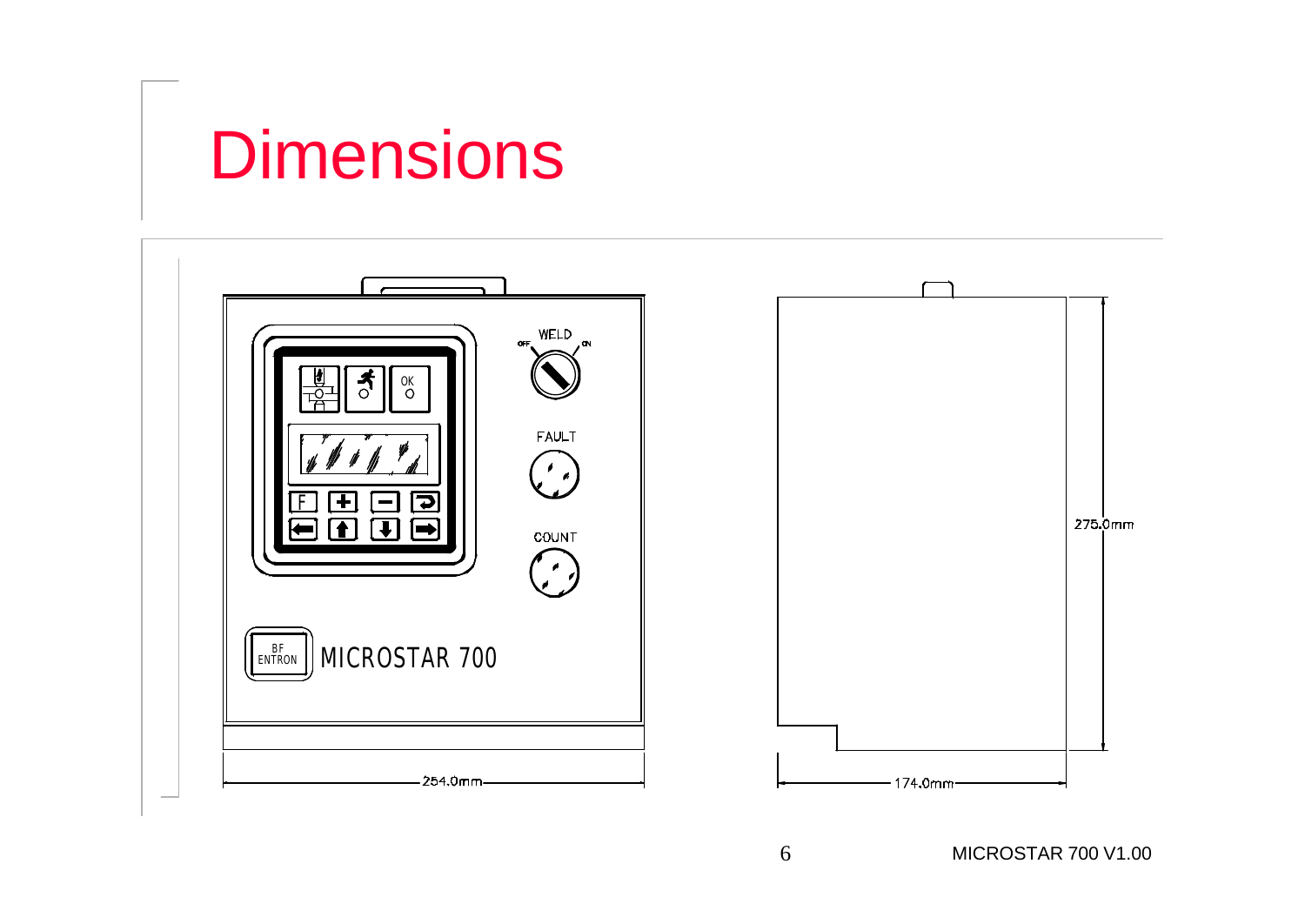# Dimensions

WELD

OFF ON

OK

FAULT

F

COUNT

BF ENTRON MICROSTAR 700

275.0mm

254.0mm

174.0mm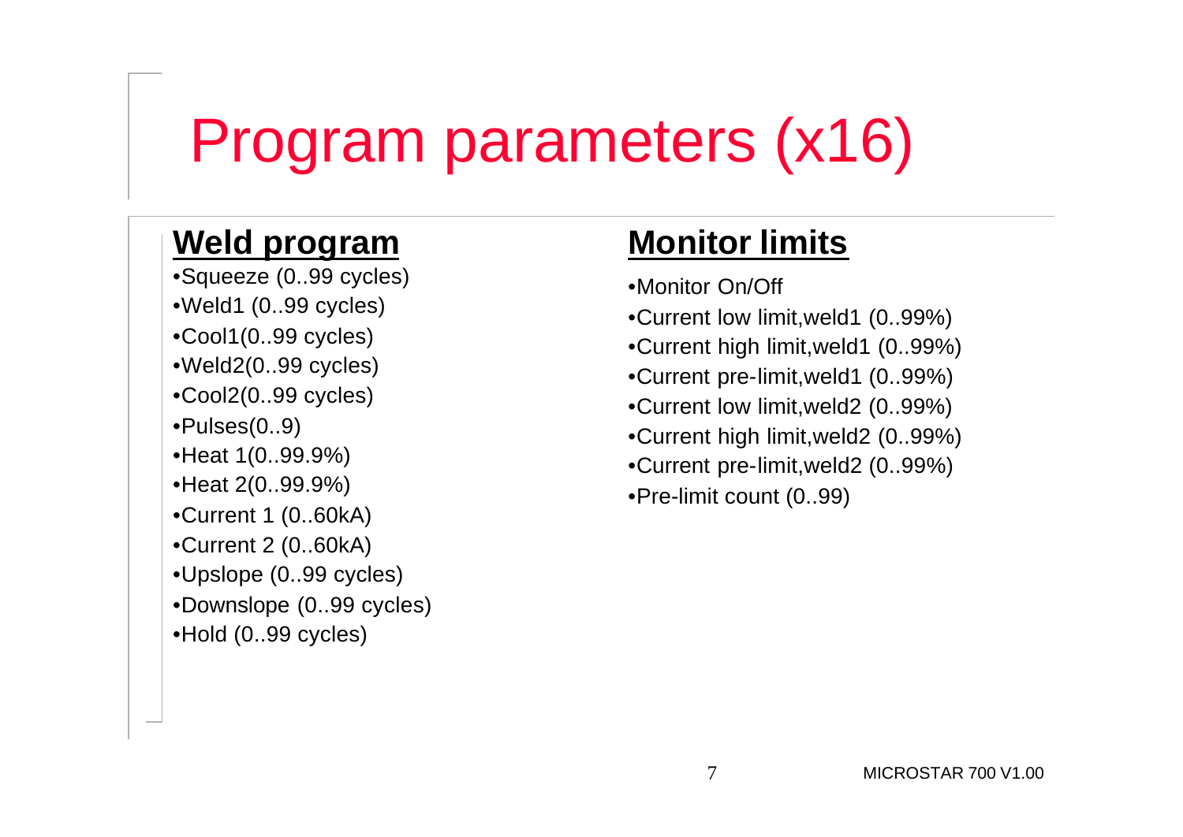# Program parameters (x16)

## Weld program

- Squeeze (0..99 cycles)
- Weld1 (0..99 cycles)
- Cool1(0..99 cycles)
- Weld2(0..99 cycles)
- Cool2(0..99 cycles)
- Pulses(0..9)
- Heat 1(0..99.9%)
- Heat 2(0..99.9%)
- Current 1 (0..60kA)
- Current 2 (0..60kA)
- Upslope (0..99 cycles)
- Downslope (0..99 cycles)
- Hold (0..99 cycles)

## Monitor limits

- Monitor On/Off
- Current low limit,weld1 (0..99%)
- Current high limit,weld1 (0..99%)
- Current pre-limit,weld1 (0..99%)
- Current low limit,weld2 (0..99%)
- Current high limit,weld2 (0..99%)
- Current pre-limit,weld2 (0..99%)
- Pre-limit count (0..99)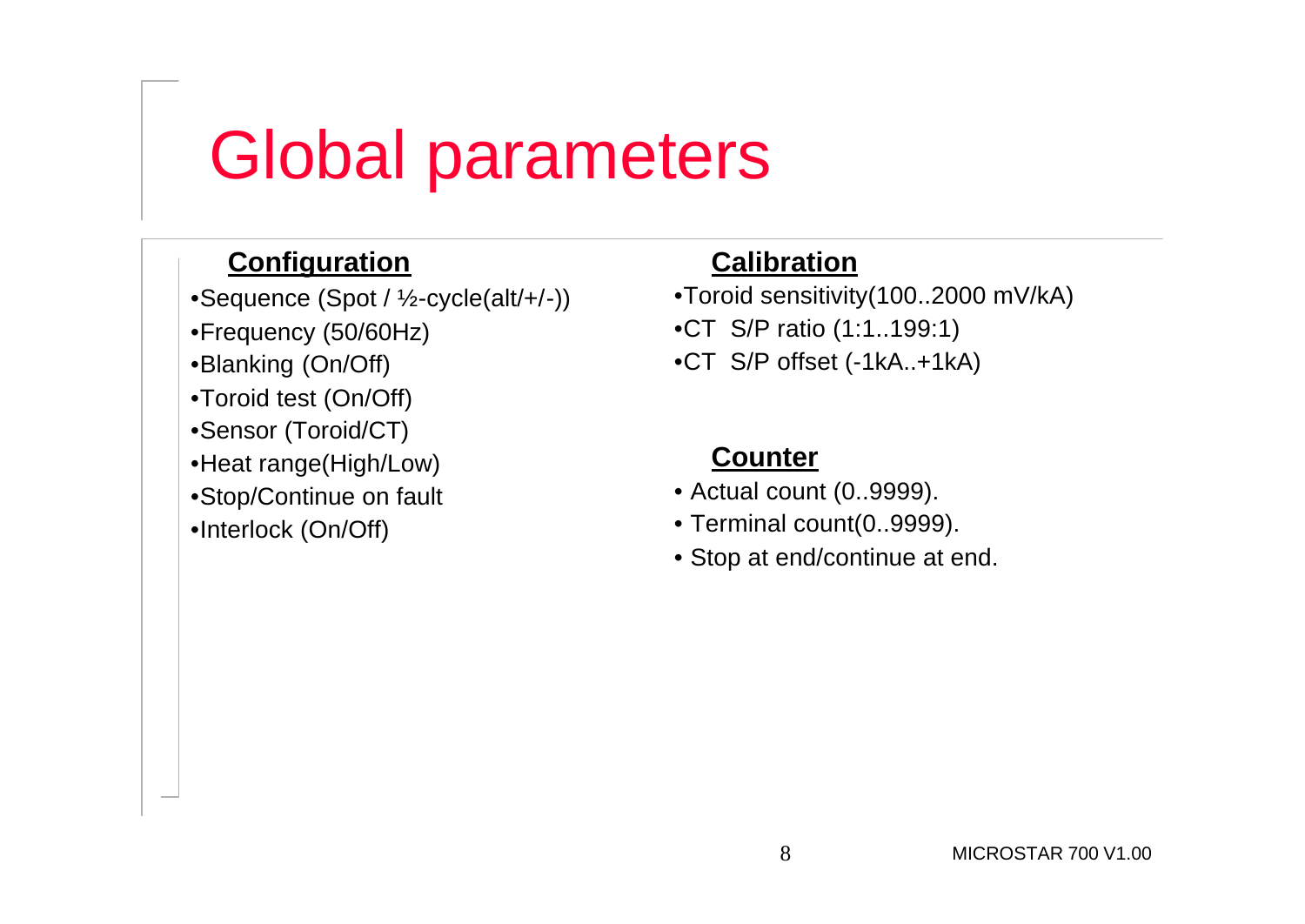# Global parameters

## Configuration

- Sequence (Spot / ½-cycle(alt/+/-))
- Frequency (50/60Hz)
- Blanking (On/Off)
- Toroid test (On/Off)
- Sensor (Toroid/CT)
- Heat range(High/Low)
- Stop/Continue on fault
- Interlock (On/Off)

## Calibration

- Toroid sensitivity(100..2000 mV/kA)
- CT S/P ratio (1:1..199:1)
- CT S/P offset (-1kA..+1kA)

## Counter

- Actual count (0..9999).
- Terminal count(0..9999).
- Stop at end/continue at end.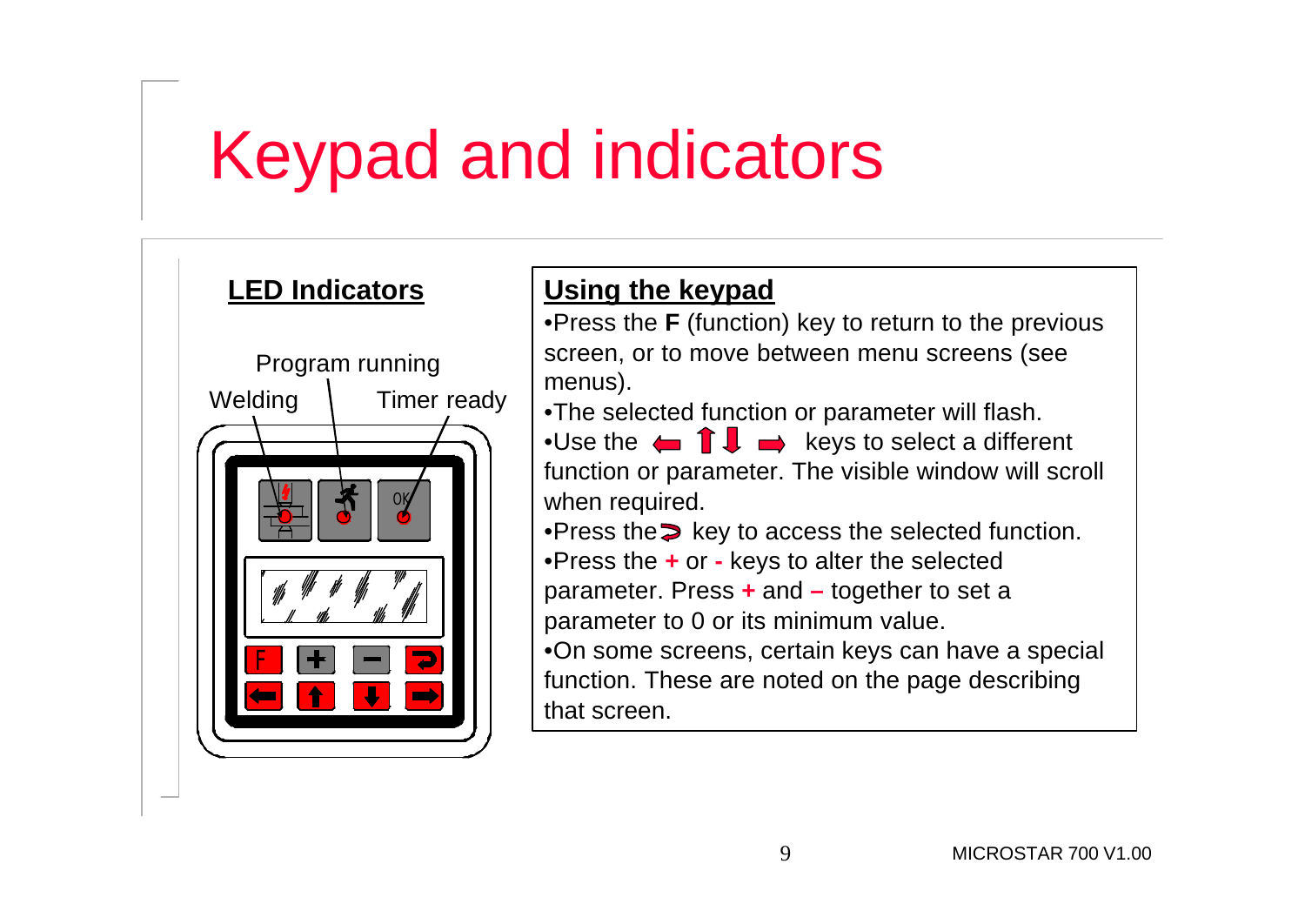# Keypad and indicators

## LED Indicators

Program running

Welding

Timer ready

## Using the keypad

- Press the **F** (function) key to return to the previous screen, or to move between menu screens (see menus).
- The selected function or parameter will flash.
- Use the ⬅ ⬆ ⬇ ➡ keys to select a different function or parameter. The visible window will scroll when required.
- Press the ⮌ key to access the selected function.
- Press the **+** or **-** keys to alter the selected parameter. Press **+** and **–** together to set a parameter to 0 or its minimum value.
- On some screens, certain keys can have a special function. These are noted on the page describing that screen.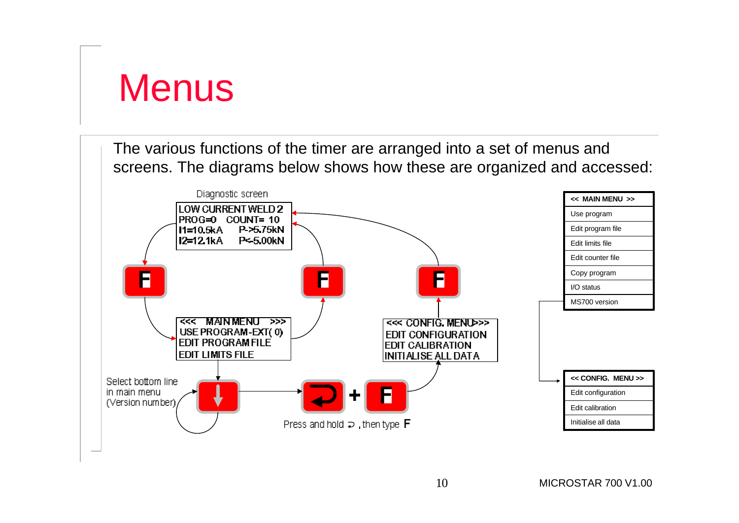# Menus

The various functions of the timer are arranged into a set of menus and screens. The diagrams below shows how these are organized and accessed:

Diagnostic screen

```
LOW CURRENT WELD 2
PROG=0    COUNT= 10
I1=10.5kA    P->5.75kN
I2=12.1kA    P<-5.00kN
```

```
<<<   MAIN MENU   >>>
USE PROGRAM-EXT( 0)
EDIT PROGRAM FILE
EDIT LIMITS FILE
```

```
<<< CONFIG. MENU>>>
EDIT CONFIGURATION
EDIT CALIBRATION
INITIALISE ALL DATA
```

Select bottom line in main menu (Version number)

Press and hold ⮐ , then type **F**

| << MAIN MENU >> |
|---|
| Use program |
| Edit program file |
| Edit limits file |
| Edit counter file |
| Copy program |
| I/O status |
| MS700 version |

| << CONFIG. MENU >> |
|---|
| Edit configuration |
| Edit calibration |
| Initialise all data |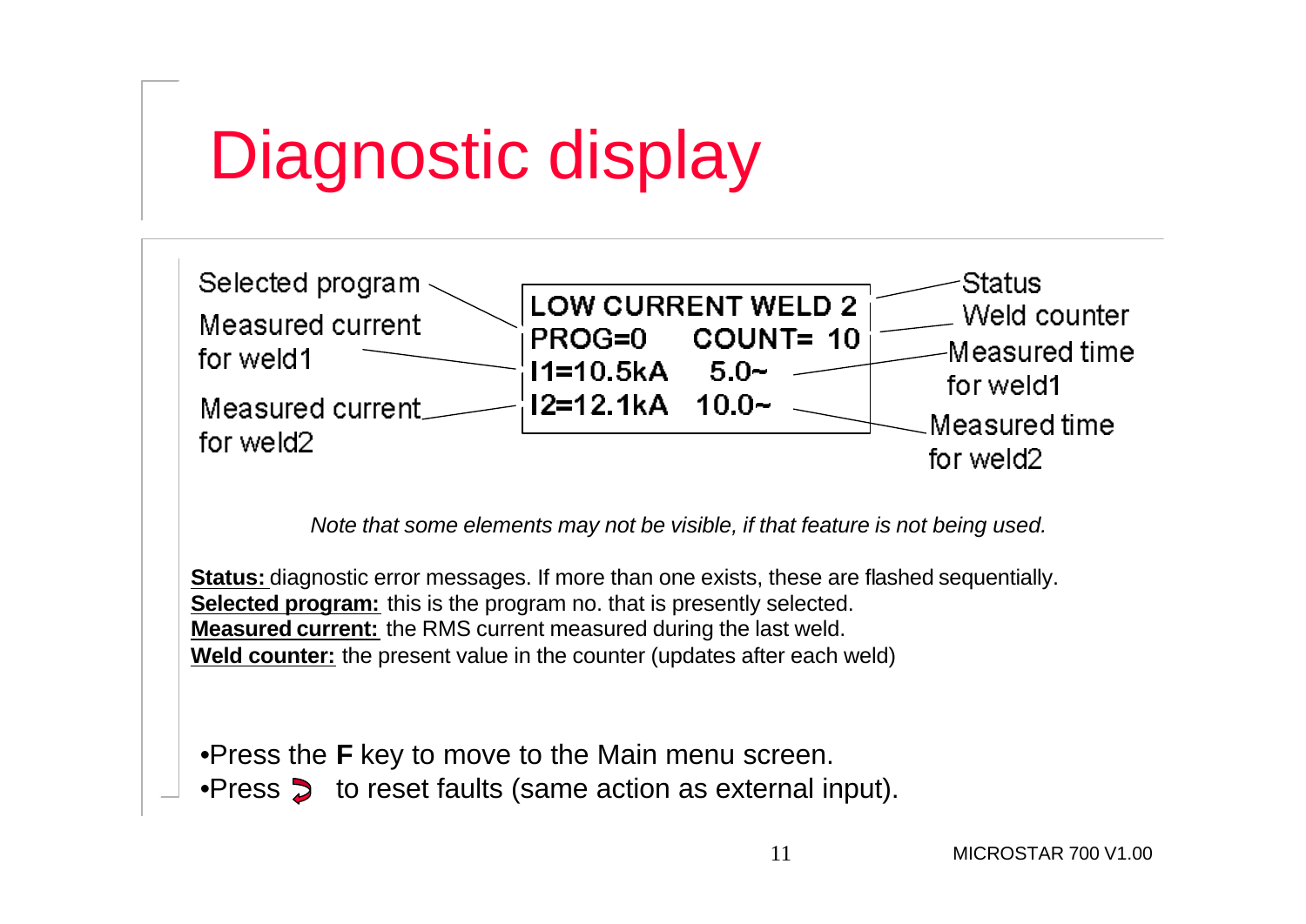# Diagnostic display

Selected program

Measured current for weld1

Measured current for weld2

```
LOW CURRENT WELD 2
PROG=0    COUNT= 10
I1=10.5kA   5.0~
I2=12.1kA  10.0~
```

Status

Weld counter

Measured time for weld1

Measured time for weld2

*Note that some elements may not be visible, if that feature is not being used.*

**Status:** diagnostic error messages. If more than one exists, these are flashed sequentially.
**Selected program:** this is the program no. that is presently selected.
**Measured current:** the RMS current measured during the last weld.
**Weld counter:** the present value in the counter (updates after each weld)

- Press the **F** key to move to the Main menu screen.
- Press ↻ to reset faults (same action as external input).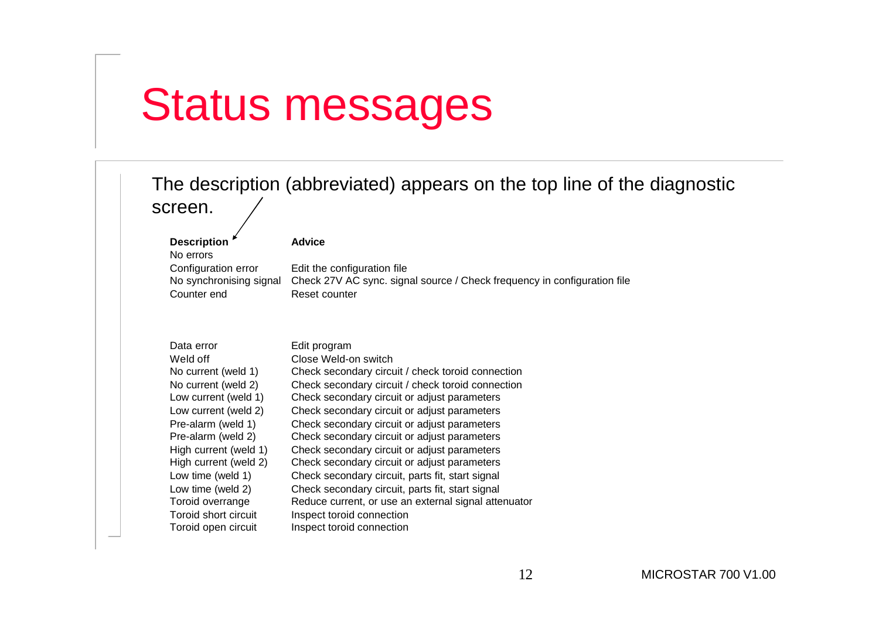# Status messages

The description (abbreviated) appears on the top line of the diagnostic screen.

| Description | Advice |
| --- | --- |
| No errors | |
| Configuration error | Edit the configuration file |
| No synchronising signal | Check 27V AC sync. signal source / Check frequency in configuration file |
| Counter end | Reset counter |
| | |
| Data error | Edit program |
| Weld off | Close Weld-on switch |
| No current (weld 1) | Check secondary circuit / check toroid connection |
| No current (weld 2) | Check secondary circuit / check toroid connection |
| Low current (weld 1) | Check secondary circuit or adjust parameters |
| Low current (weld 2) | Check secondary circuit or adjust parameters |
| Pre-alarm (weld 1) | Check secondary circuit or adjust parameters |
| Pre-alarm (weld 2) | Check secondary circuit or adjust parameters |
| High current (weld 1) | Check secondary circuit or adjust parameters |
| High current (weld 2) | Check secondary circuit or adjust parameters |
| Low time (weld 1) | Check secondary circuit, parts fit, start signal |
| Low time (weld 2) | Check secondary circuit, parts fit, start signal |
| Toroid overrange | Reduce current, or use an external signal attenuator |
| Toroid short circuit | Inspect toroid connection |
| Toroid open circuit | Inspect toroid connection |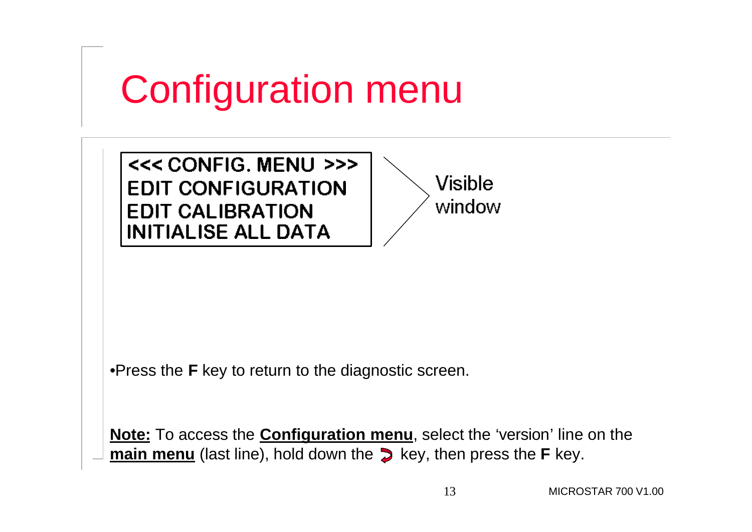# Configuration menu

```
<<< CONFIG. MENU >>>
EDIT CONFIGURATION
EDIT CALIBRATION
INITIALISE ALL DATA
```

Visible window

- Press the **F** key to return to the diagnostic screen.

**Note:** To access the **Configuration menu**, select the 'version' line on the **main menu** (last line), hold down the ↻ key, then press the **F** key.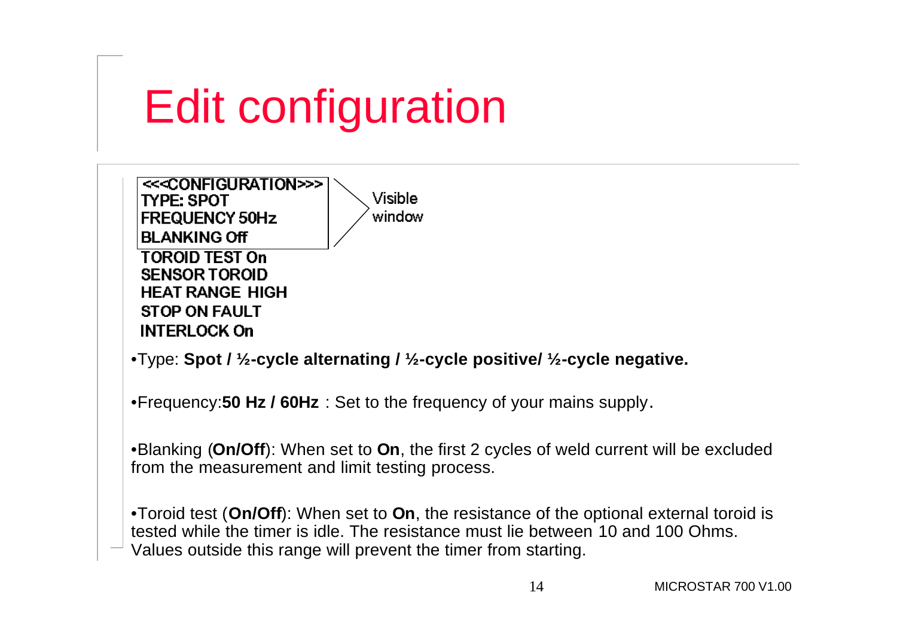# Edit configuration

```
<<<CONFIGURATION>>>
TYPE: SPOT
FREQUENCY 50Hz
BLANKING Off
TOROID TEST On
SENSOR TOROID
HEAT RANGE HIGH
STOP ON FAULT
INTERLOCK On
```

Visible window

- Type: **Spot / ½-cycle alternating / ½-cycle positive/ ½-cycle negative.**

- Frequency:**50 Hz / 60Hz** : Set to the frequency of your mains supply.

- Blanking (**On/Off**): When set to **On**, the first 2 cycles of weld current will be excluded from the measurement and limit testing process.

- Toroid test (**On/Off**): When set to **On**, the resistance of the optional external toroid is tested while the timer is idle. The resistance must lie between 10 and 100 Ohms. Values outside this range will prevent the timer from starting.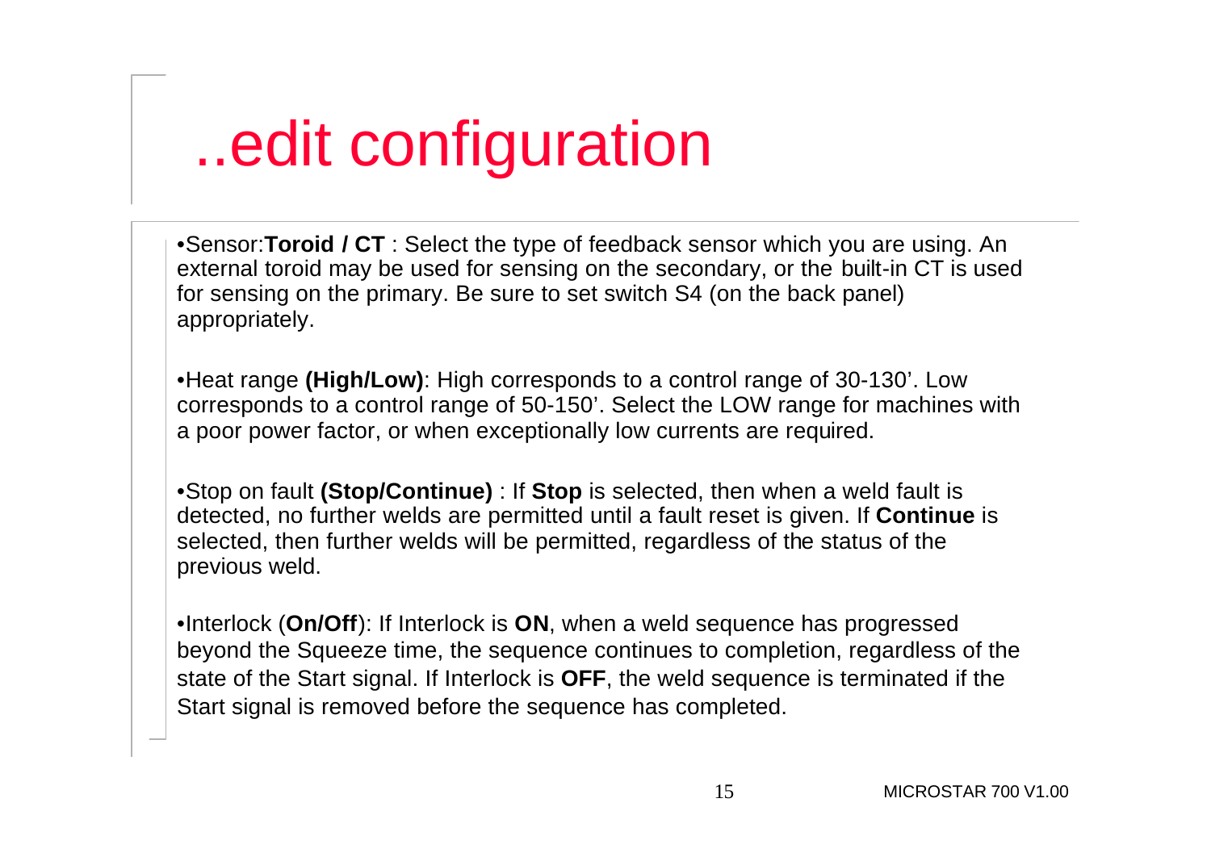# ..edit configuration

- Sensor:**Toroid / CT** : Select the type of feedback sensor which you are using. An external toroid may be used for sensing on the secondary, or the built-in CT is used for sensing on the primary. Be sure to set switch S4 (on the back panel) appropriately.

- Heat range **(High/Low)**: High corresponds to a control range of 30-130'. Low corresponds to a control range of 50-150'. Select the LOW range for machines with a poor power factor, or when exceptionally low currents are required.

- Stop on fault **(Stop/Continue)** : If **Stop** is selected, then when a weld fault is detected, no further welds are permitted until a fault reset is given. If **Continue** is selected, then further welds will be permitted, regardless of the status of the previous weld.

- Interlock (**On/Off**): If Interlock is **ON**, when a weld sequence has progressed beyond the Squeeze time, the sequence continues to completion, regardless of the state of the Start signal. If Interlock is **OFF**, the weld sequence is terminated if the Start signal is removed before the sequence has completed.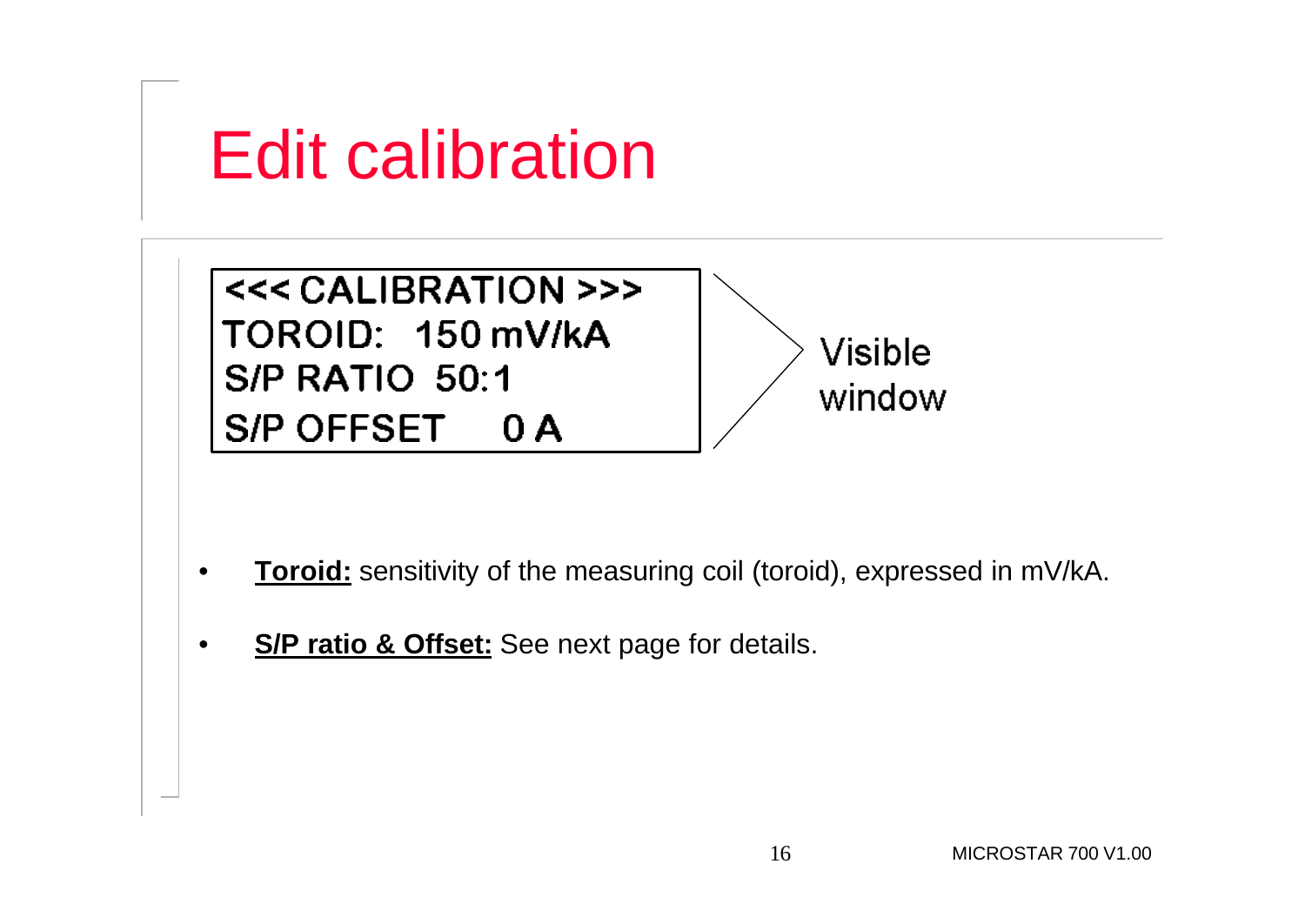# Edit calibration

```
<<< CALIBRATION >>>
TOROID:   150 mV/kA
S/P RATIO  50:1
S/P OFFSET    0 A
```

Visible window

- **Toroid:** sensitivity of the measuring coil (toroid), expressed in mV/kA.
- **S/P ratio & Offset:** See next page for details.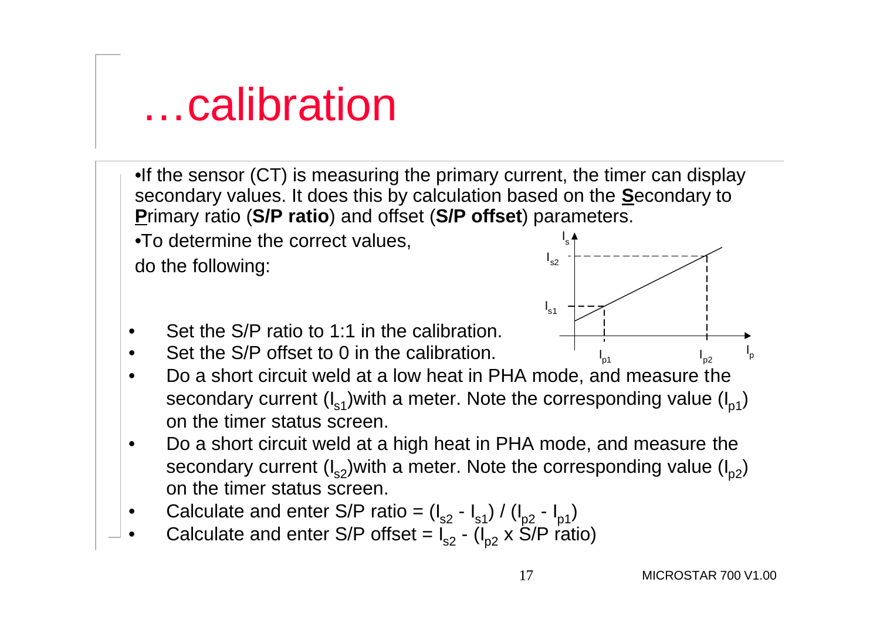# …calibration

- If the sensor (CT) is measuring the primary current, the timer can display secondary values. It does this by calculation based on the **S**econdary to **P**rimary ratio (**S/P ratio**) and offset (**S/P offset**) parameters.
- To determine the correct values, do the following:

- Set the S/P ratio to 1:1 in the calibration.
- Set the S/P offset to 0 in the calibration.
- Do a short circuit weld at a low heat in PHA mode, and measure the secondary current ($I_{s1}$)with a meter. Note the corresponding value ($I_{p1}$) on the timer status screen.
- Do a short circuit weld at a high heat in PHA mode, and measure the secondary current ($I_{s2}$)with a meter. Note the corresponding value ($I_{p2}$) on the timer status screen.
- Calculate and enter S/P ratio = $(I_{s2} - I_{s1}) / (I_{p2} - I_{p1})$
- Calculate and enter S/P offset = $I_{s2} - (I_{p2} \times \text{S/P ratio})$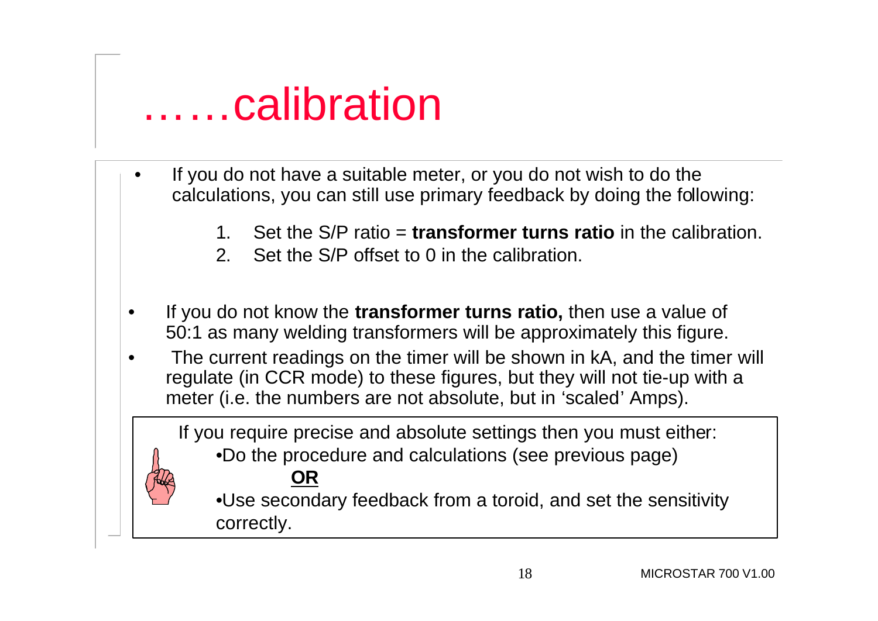# ……calibration

- If you do not have a suitable meter, or you do not wish to do the calculations, you can still use primary feedback by doing the following:

    1. Set the S/P ratio = **transformer turns ratio** in the calibration.
    2. Set the S/P offset to 0 in the calibration.

- If you do not know the **transformer turns ratio,** then use a value of 50:1 as many welding transformers will be approximately this figure.
- The current readings on the timer will be shown in kA, and the timer will regulate (in CCR mode) to these figures, but they will not tie-up with a meter (i.e. the numbers are not absolute, but in 'scaled' Amps).

> If you require precise and absolute settings then you must either:
>
> - Do the procedure and calculations (see previous page)
>
> **OR**
>
> - Use secondary feedback from a toroid, and set the sensitivity correctly.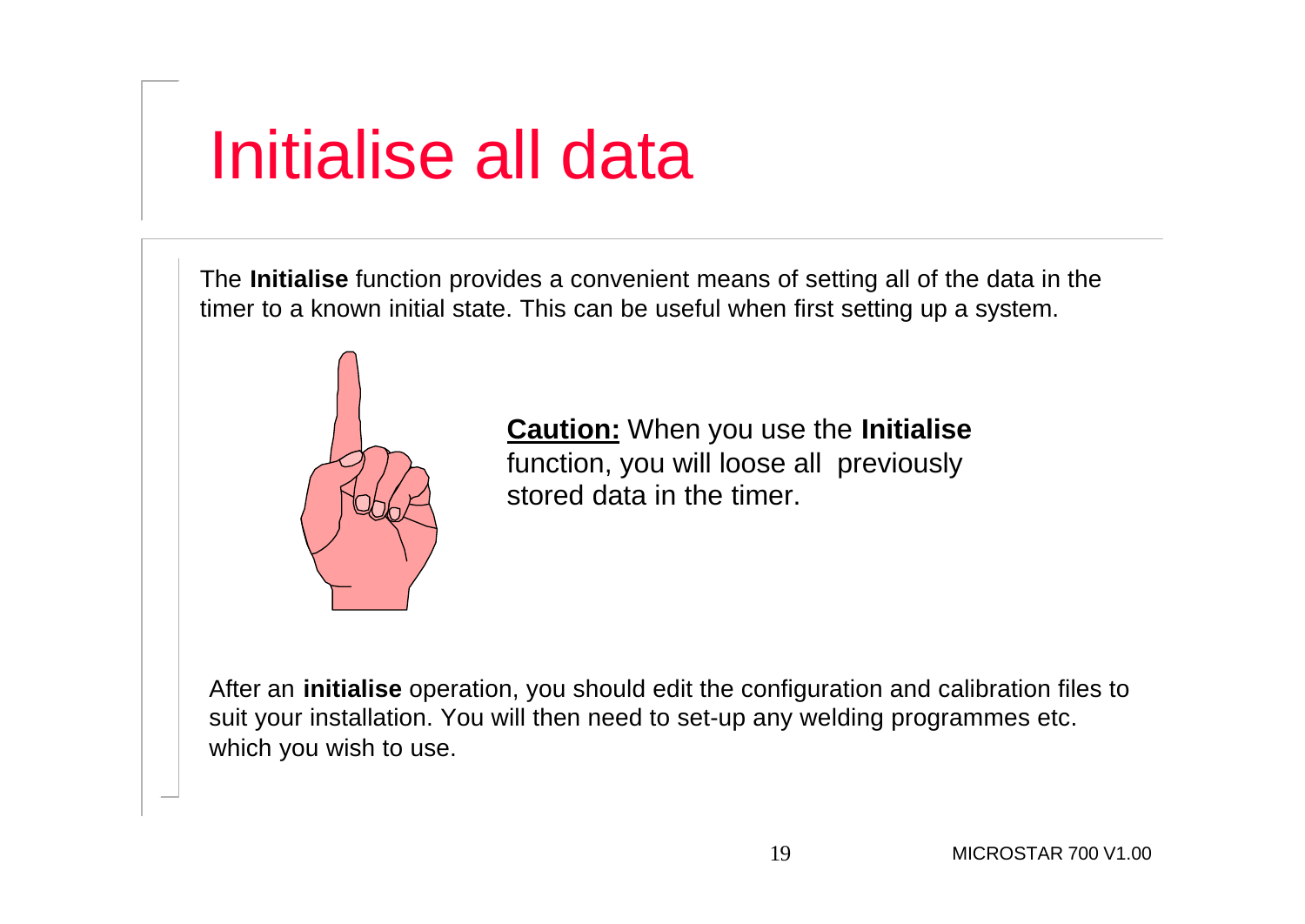# Initialise all data

The **Initialise** function provides a convenient means of setting all of the data in the timer to a known initial state. This can be useful when first setting up a system.

**<u>Caution:</u>** When you use the **Initialise** function, you will loose all previously stored data in the timer.

After an **initialise** operation, you should edit the configuration and calibration files to suit your installation. You will then need to set-up any welding programmes etc. which you wish to use.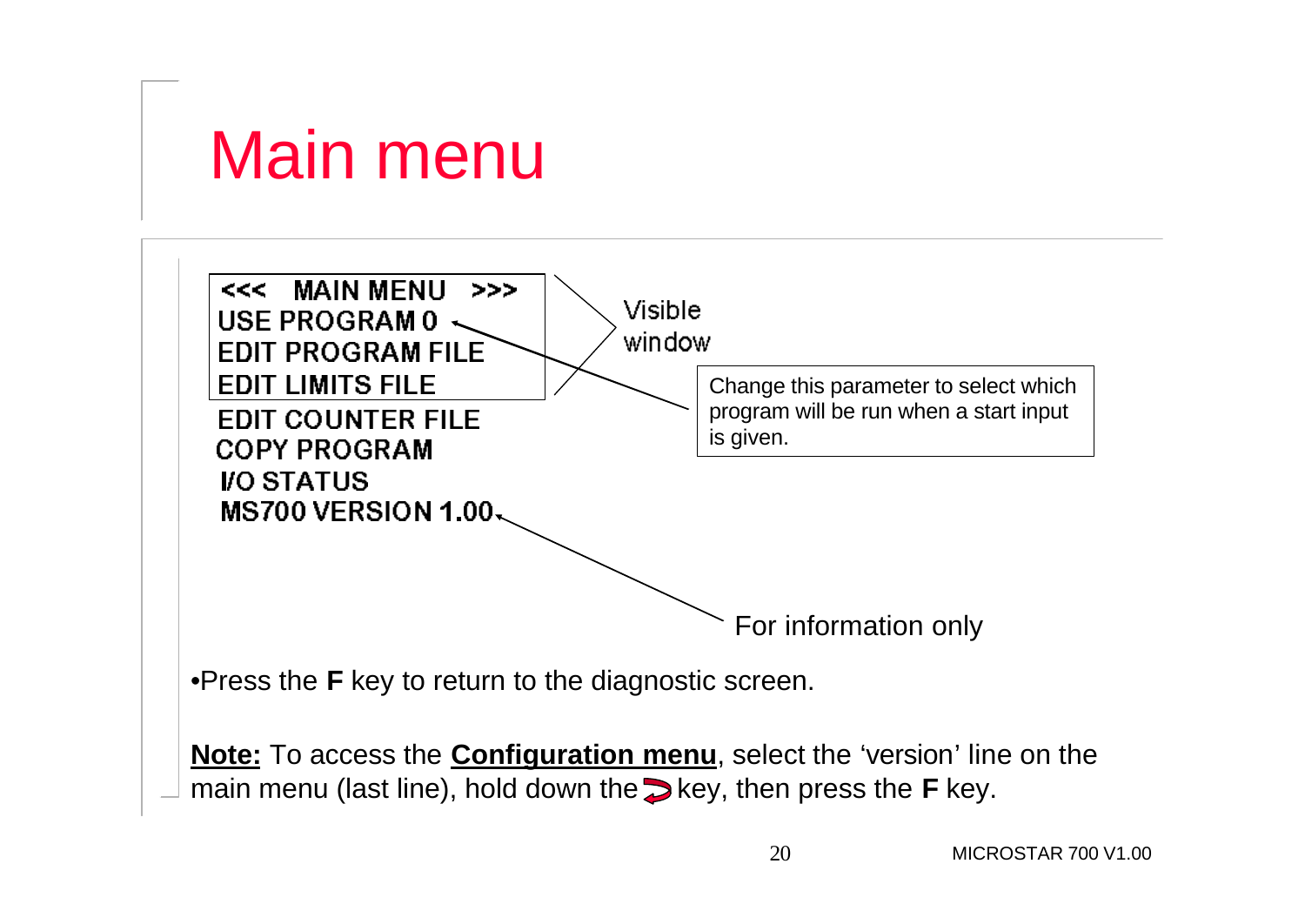# Main menu

```
<<<   MAIN MENU   >>>
USE PROGRAM 0
EDIT PROGRAM FILE
EDIT LIMITS FILE
EDIT COUNTER FILE
COPY PROGRAM
I/O STATUS
MS700 VERSION 1.00
```

Visible window

Change this parameter to select which program will be run when a start input is given.

For information only

- Press the **F** key to return to the diagnostic screen.

**Note:** To access the **Configuration menu**, select the 'version' line on the main menu (last line), hold down the ⮌ key, then press the **F** key.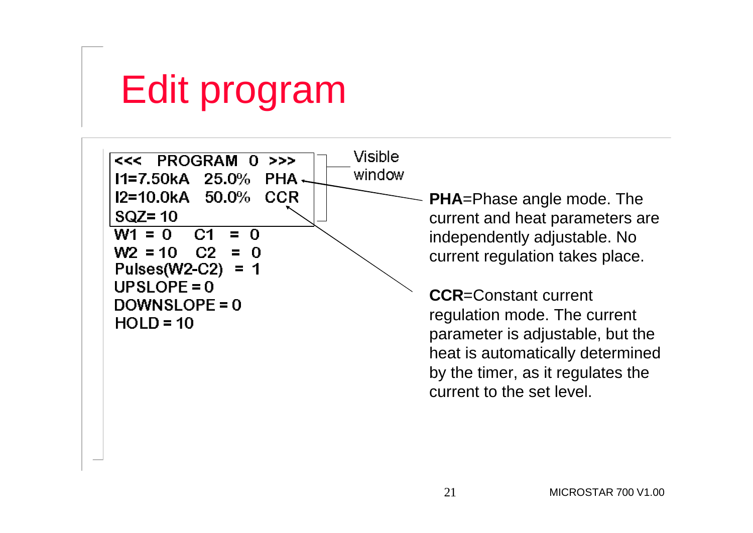# Edit program

```
<<<  PROGRAM  0  >>>
I1=7.50kA  25.0%  PHA
I2=10.0kA  50.0%  CCR
SQZ= 10
W1  = 0    C1  =  0
W2  = 10   C2  =  0
Pulses(W2-C2)  =  1
UPSLOPE = 0
DOWNSLOPE = 0
HOLD = 10
```

Visible window

**PHA**=Phase angle mode. The current and heat parameters are independently adjustable. No current regulation takes place.

**CCR**=Constant current regulation mode. The current parameter is adjustable, but the heat is automatically determined by the timer, as it regulates the current to the set level.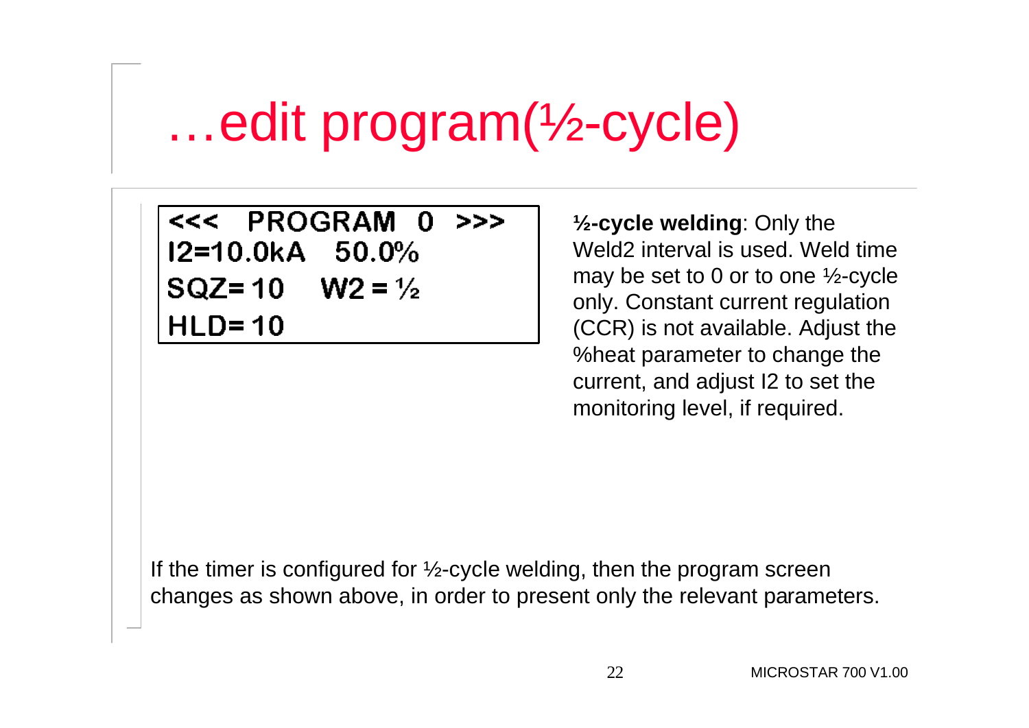# …edit program(½-cycle)

```
<<<  PROGRAM  0  >>>
I2=10.0kA   50.0%
SQZ= 10    W2 = ½
HLD= 10
```

**½-cycle welding**: Only the Weld2 interval is used. Weld time may be set to 0 or to one ½-cycle only. Constant current regulation (CCR) is not available. Adjust the %heat parameter to change the current, and adjust I2 to set the monitoring level, if required.

If the timer is configured for ½-cycle welding, then the program screen changes as shown above, in order to present only the relevant parameters.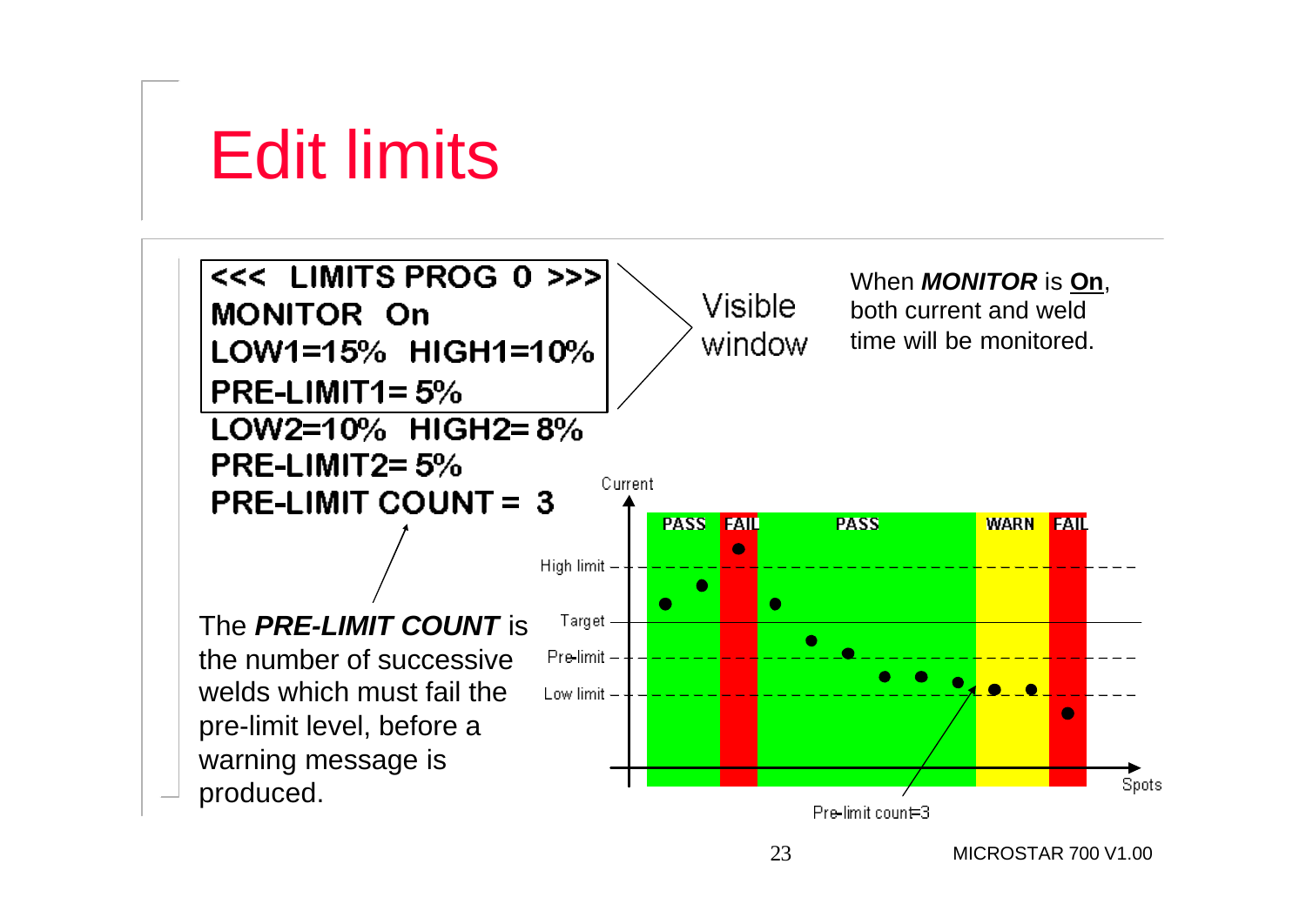# Edit limits

```
<<<  LIMITS PROG 0 >>>
MONITOR  On
LOW1=15%  HIGH1=10%
PRE-LIMIT1= 5%
LOW2=10%  HIGH2= 8%
PRE-LIMIT2= 5%
PRE-LIMIT COUNT =  3
```

Visible window

When ***MONITOR*** is **On**, both current and weld time will be monitored.

The ***PRE-LIMIT COUNT*** is the number of successive welds which must fail the pre-limit level, before a warning message is produced.

Current

PASS FAIL PASS WARN FAIL

High limit

Target

Pre-limit

Low limit

Spots

Pre-limit count=3

MICROSTAR 700 V1.00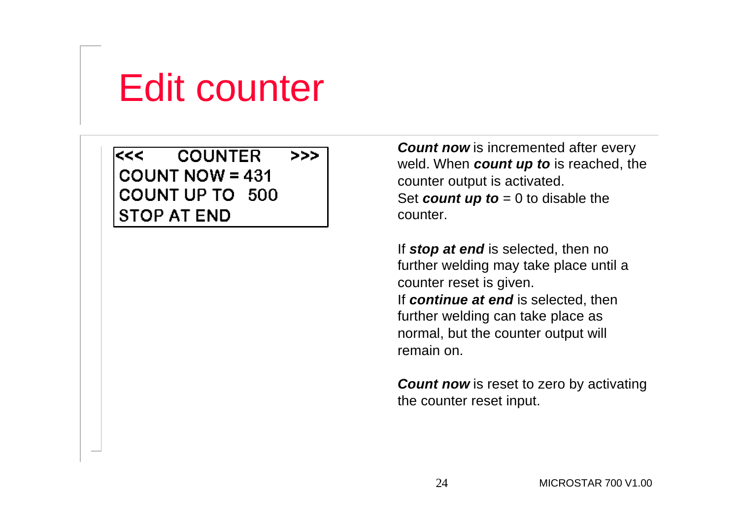# Edit counter

```
<<<     COUNTER     >>>
COUNT NOW = 431
COUNT UP TO   500
STOP AT END
```

***Count now*** is incremented after every weld. When ***count up to*** is reached, the counter output is activated.
Set ***count up to*** = 0 to disable the counter.

If ***stop at end*** is selected, then no further welding may take place until a counter reset is given.
If ***continue at end*** is selected, then further welding can take place as normal, but the counter output will remain on.

***Count now*** is reset to zero by activating the counter reset input.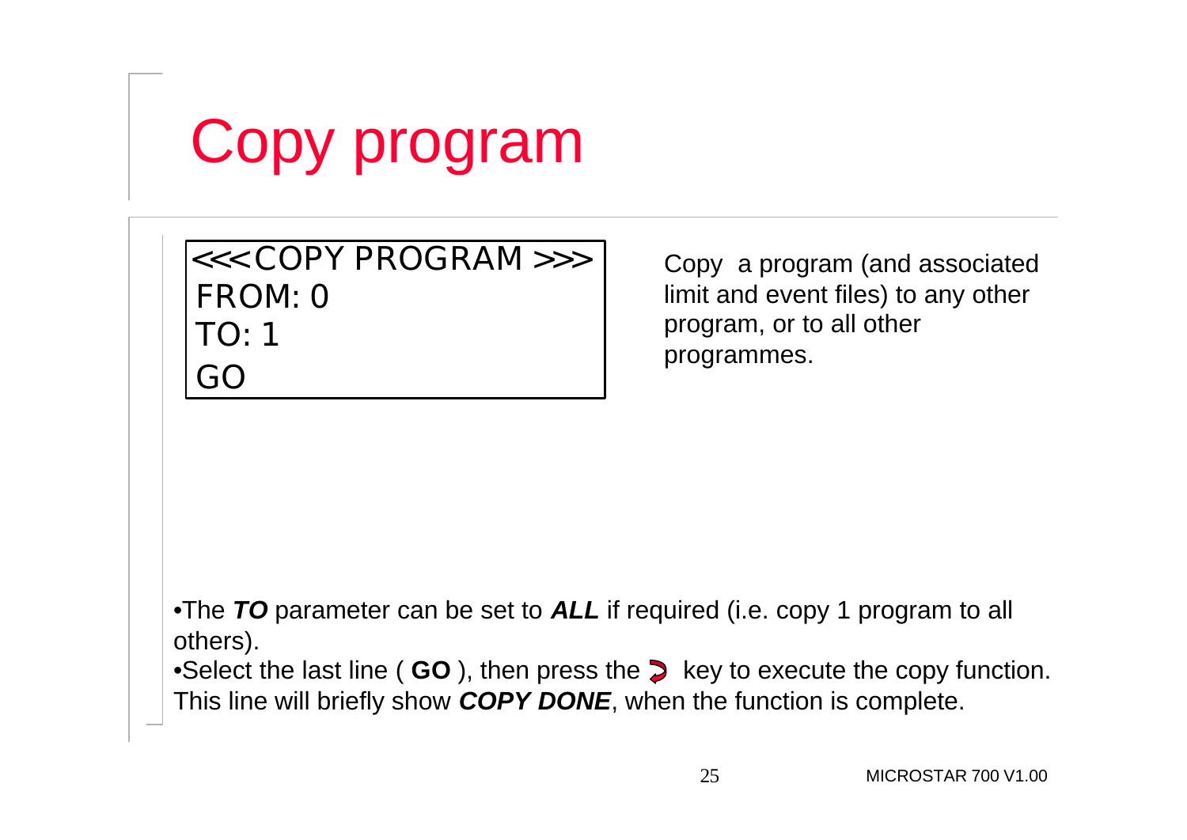# Copy program

```
<<<COPY PROGRAM >>>
FROM: 0
TO: 1
GO
```

Copy a program (and associated limit and event files) to any other program, or to all other programmes.

- The ***TO*** parameter can be set to ***ALL*** if required (i.e. copy 1 program to all others).
- Select the last line ( **GO** ), then press the ↩ key to execute the copy function. This line will briefly show ***COPY DONE***, when the function is complete.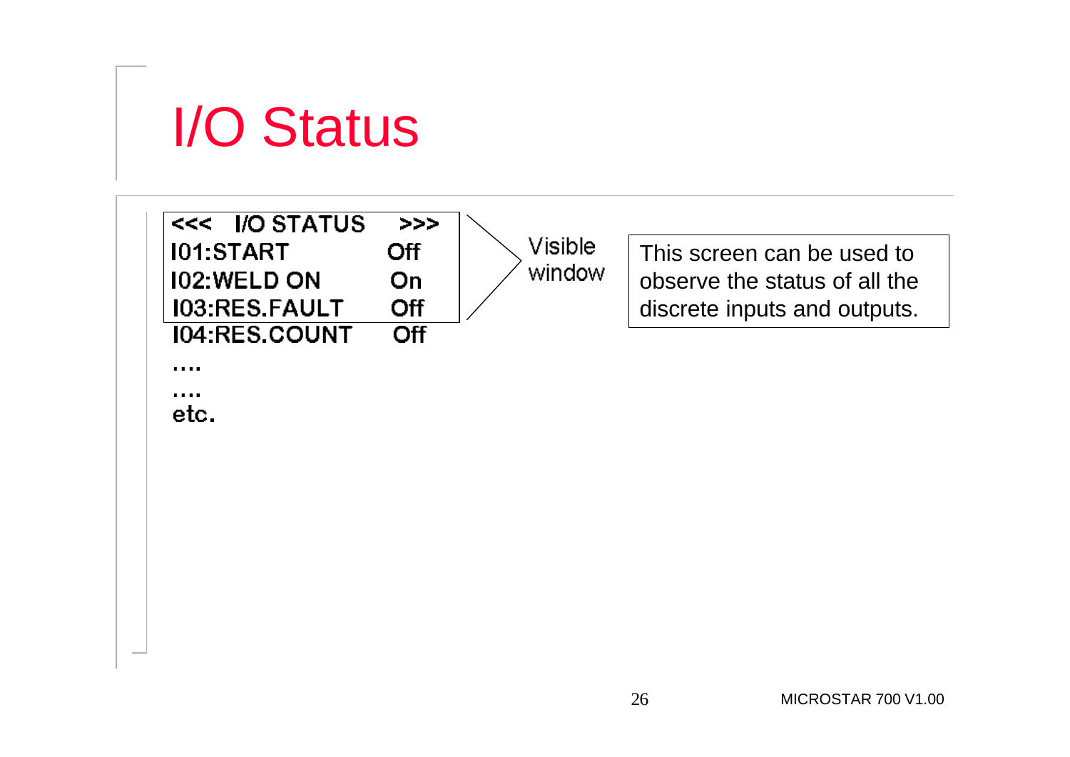# I/O Status

```
<<<  I/O STATUS    >>>
I01:START         Off
I02:WELD ON       On
I03:RES.FAULT     Off
I04:RES.COUNT     Off
....
....
etc.
```

Visible window

This screen can be used to observe the status of all the discrete inputs and outputs.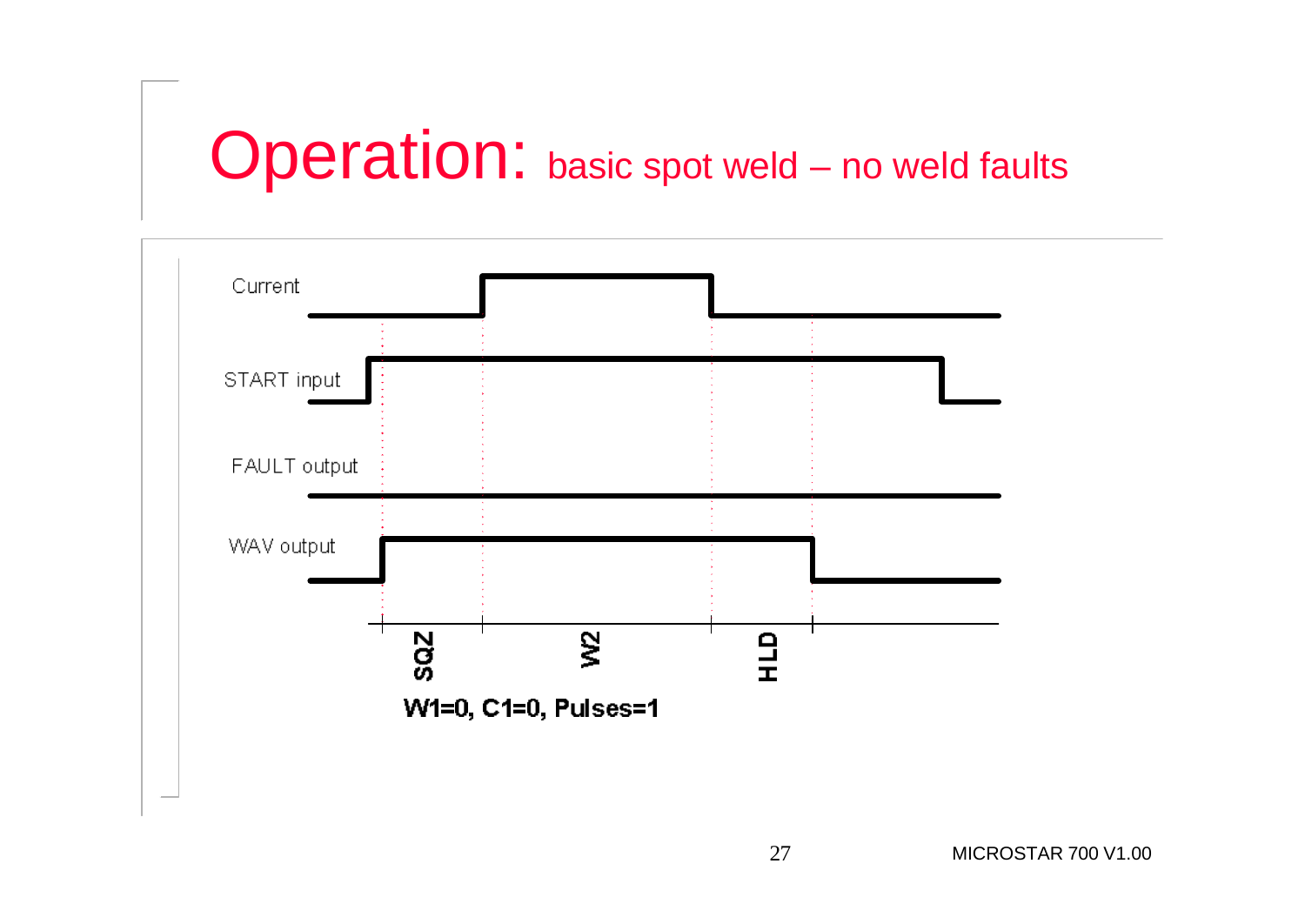# Operation: basic spot weld – no weld faults

Current

START input

FAULT output

WAV output

SQZ | W2 | HLD

W1=0, C1=0, Pulses=1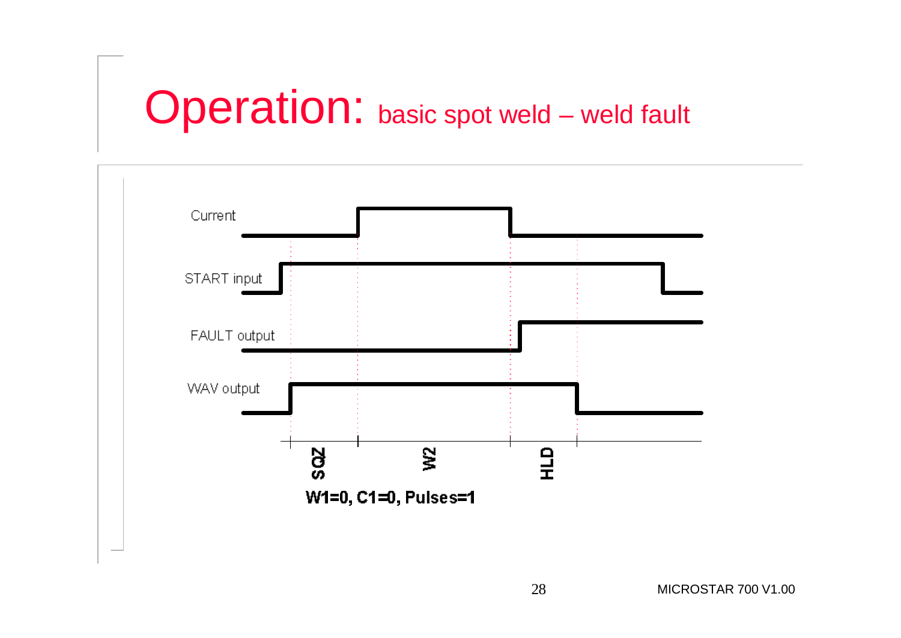# Operation: basic spot weld – weld fault

Current

START input

FAULT output

WAV output

SQZ | W2 | HLD

W1=0, C1=0, Pulses=1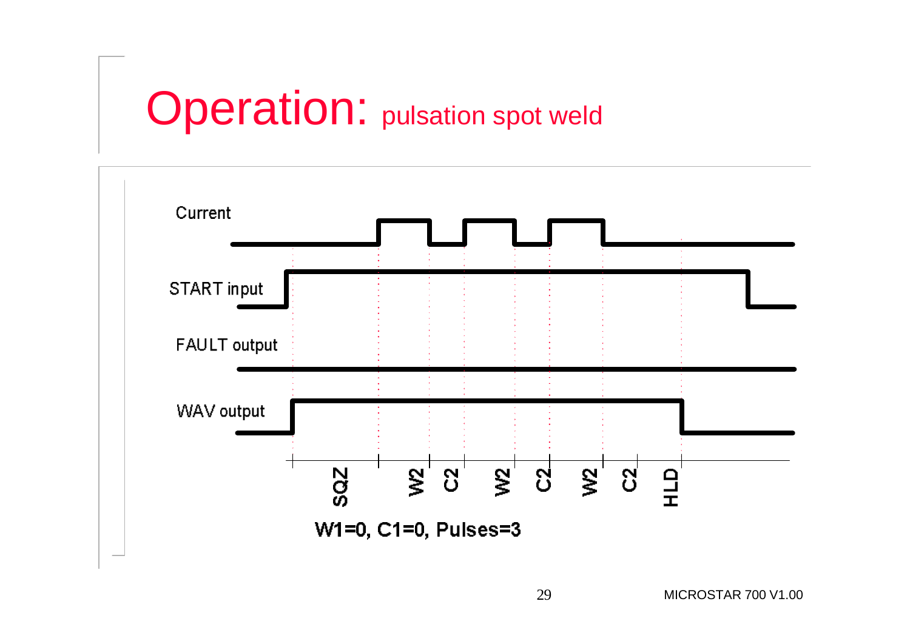# Operation: pulsation spot weld

Current

START input

FAULT output

WAV output

SQZ W2 C2 W2 C2 W2 C2 HLD

**W1=0, C1=0, Pulses=3**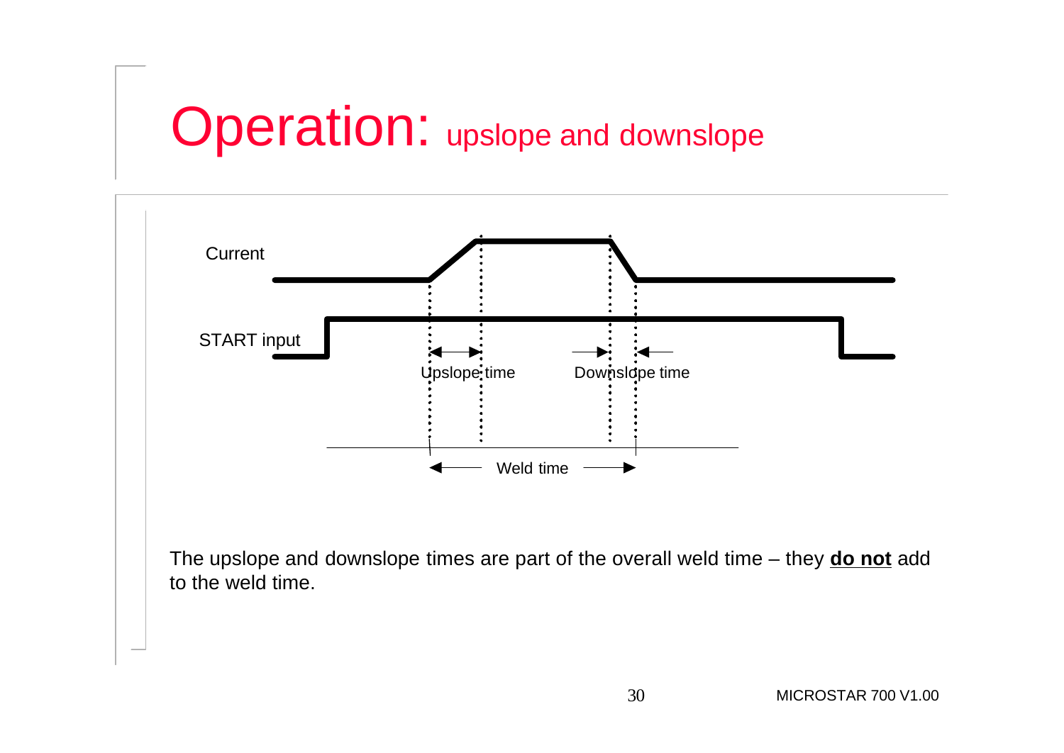# Operation: upsloupe and downslope

# Operation: upslope and downslope

Current

START input

Upslope time

Downslope time

Weld time

The upslope and downslope times are part of the overall weld time – they **do not** add to the weld time.